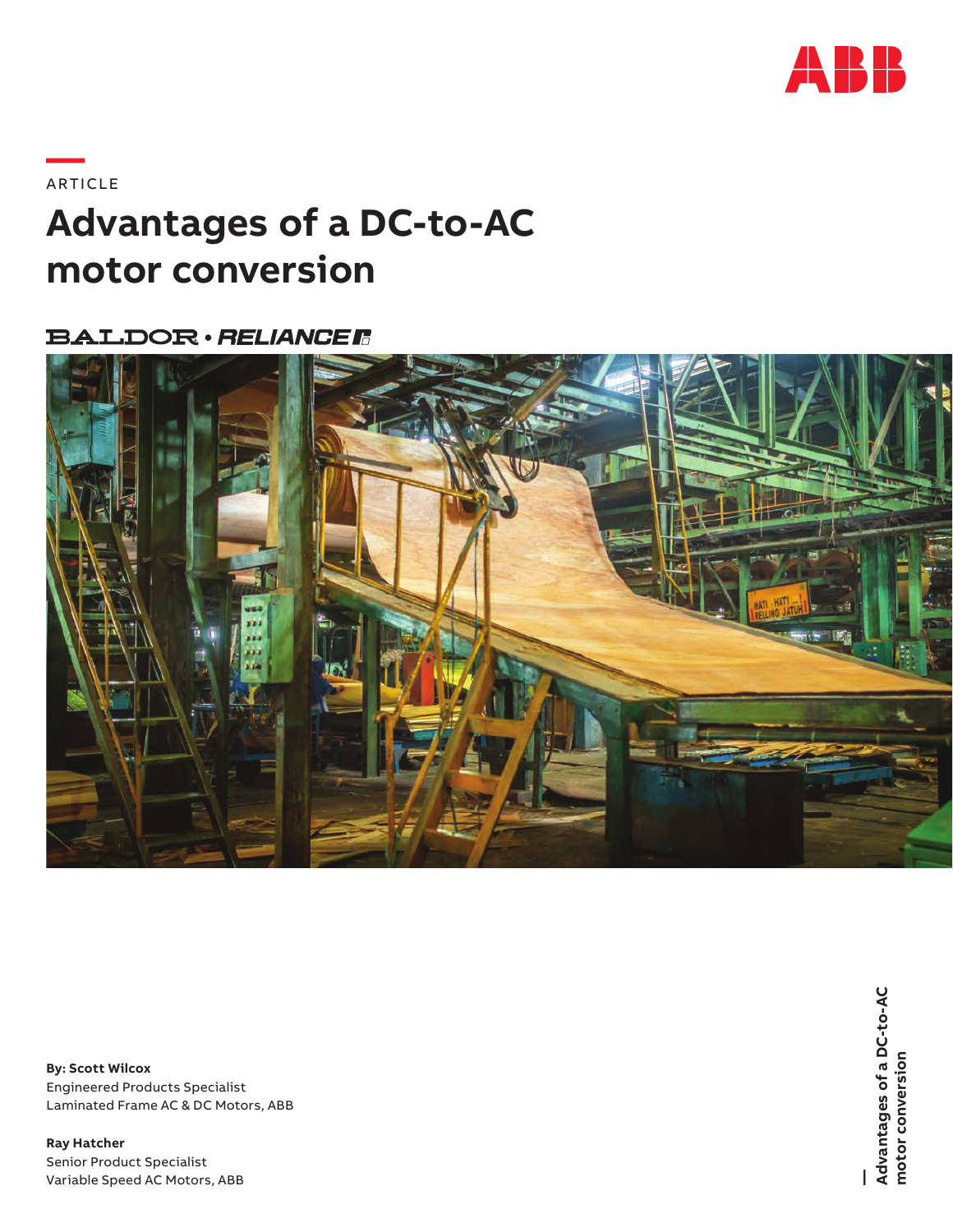ARTICLE

# Advantages of a DC-to-AC motor conversion

BALDOR • RELIANCE

**By: Scott Wilcox**
Engineered Products Specialist
Laminated Frame AC & DC Motors, ABB

**Ray Hatcher**
Senior Product Specialist
Variable Speed AC Motors, ABB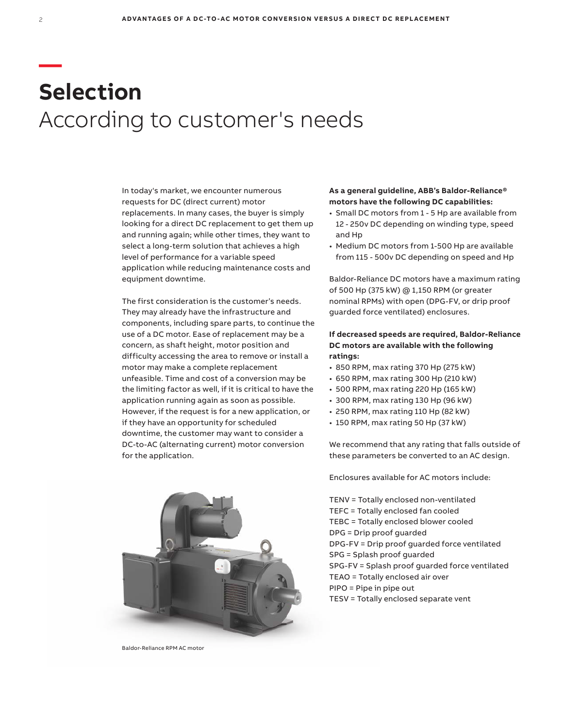# Selection

According to customer's needs

In today's market, we encounter numerous requests for DC (direct current) motor replacements. In many cases, the buyer is simply looking for a direct DC replacement to get them up and running again; while other times, they want to select a long-term solution that achieves a high level of performance for a variable speed application while reducing maintenance costs and equipment downtime.

The first consideration is the customer's needs. They may already have the infrastructure and components, including spare parts, to continue the use of a DC motor. Ease of replacement may be a concern, as shaft height, motor position and difficulty accessing the area to remove or install a motor may make a complete replacement unfeasible. Time and cost of a conversion may be the limiting factor as well, if it is critical to have the application running again as soon as possible. However, if the request is for a new application, or if they have an opportunity for scheduled downtime, the customer may want to consider a DC-to-AC (alternating current) motor conversion for the application.

Baldor-Reliance RPM AC motor

**As a general guideline, ABB's Baldor-Reliance® motors have the following DC capabilities:**

- Small DC motors from 1 - 5 Hp are available from 12 - 250v DC depending on winding type, speed and Hp
- Medium DC motors from 1-500 Hp are available from 115 - 500v DC depending on speed and Hp

Baldor-Reliance DC motors have a maximum rating of 500 Hp (375 kW) @ 1,150 RPM (or greater nominal RPMs) with open (DPG-FV, or drip proof guarded force ventilated) enclosures.

**If decreased speeds are required, Baldor-Reliance DC motors are available with the following ratings:**

- 850 RPM, max rating 370 Hp (275 kW)
- 650 RPM, max rating 300 Hp (210 kW)
- 500 RPM, max rating 220 Hp (165 kW)
- 300 RPM, max rating 130 Hp (96 kW)
- 250 RPM, max rating 110 Hp (82 kW)
- 150 RPM, max rating 50 Hp (37 kW)

We recommend that any rating that falls outside of these parameters be converted to an AC design.

Enclosures available for AC motors include:

TENV = Totally enclosed non-ventilated
TEFC = Totally enclosed fan cooled
TEBC = Totally enclosed blower cooled
DPG = Drip proof guarded
DPG-FV = Drip proof guarded force ventilated
SPG = Splash proof guarded
SPG-FV = Splash proof guarded force ventilated
TEAO = Totally enclosed air over
PIPO = Pipe in pipe out
TESV = Totally enclosed separate vent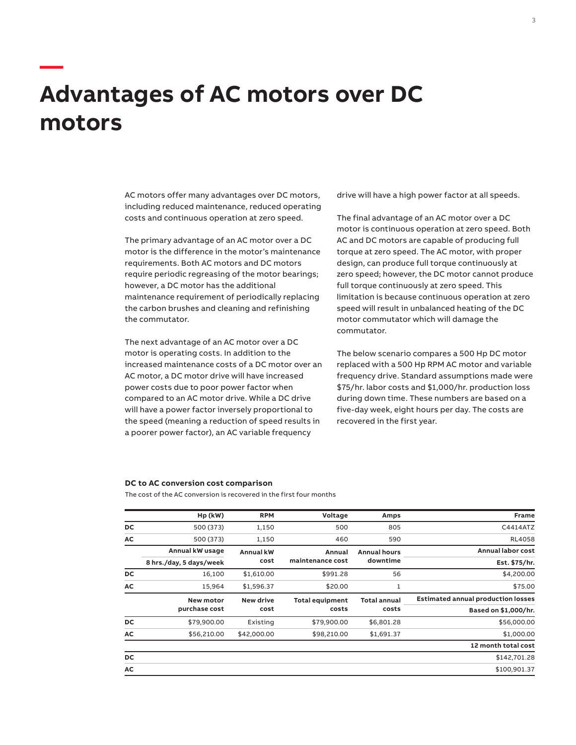# Advantages of AC motors over DC motors

AC motors offer many advantages over DC motors, including reduced maintenance, reduced operating costs and continuous operation at zero speed.

The primary advantage of an AC motor over a DC motor is the difference in the motor's maintenance requirements. Both AC motors and DC motors require periodic regreasing of the motor bearings; however, a DC motor has the additional maintenance requirement of periodically replacing the carbon brushes and cleaning and refinishing the commutator.

The next advantage of an AC motor over a DC motor is operating costs. In addition to the increased maintenance costs of a DC motor over an AC motor, a DC motor drive will have increased power costs due to poor power factor when compared to an AC motor drive. While a DC drive will have a power factor inversely proportional to the speed (meaning a reduction of speed results in a poorer power factor), an AC variable frequency drive will have a high power factor at all speeds.

The final advantage of an AC motor over a DC motor is continuous operation at zero speed. Both AC and DC motors are capable of producing full torque at zero speed. The AC motor, with proper design, can produce full torque continuously at zero speed; however, the DC motor cannot produce full torque continuously at zero speed. This limitation is because continuous operation at zero speed will result in unbalanced heating of the DC motor commutator which will damage the commutator.

The below scenario compares a 500 Hp DC motor replaced with a 500 Hp RPM AC motor and variable frequency drive. Standard assumptions made were $75/hr. labor costs and $1,000/hr. production loss during down time. These numbers are based on a five-day week, eight hours per day. The costs are recovered in the first year.

**DC to AC conversion cost comparison**

The cost of the AC conversion is recovered in the first four months

| | Hp (kW) | RPM | Voltage | Amps | Frame |
|---|---|---|---|---|---|
| **DC** | 500 (373) | 1,150 | 500 | 805 | C4414ATZ |
| **AC** | 500 (373) | 1,150 | 460 | 590 | RL4058 |
| | **Annual kW usage 8 hrs./day, 5 days/week** | **Annual kW cost** | **Annual maintenance cost** | **Annual hours downtime** | **Annual labor cost Est. $75/hr.** |
| **DC** | 16,100 | $1,610.00 | $991.28 | 56 | $4,200.00 |
| **AC** | 15,964 | $1,596.37 | $20.00 | 1 | $75.00 |
| | **New motor purchase cost** | **New drive cost** | **Total equipment costs** | **Total annual costs** | **Estimated annual production losses Based on $1,000/hr.** |
| **DC** | $79,900.00 | Existing | $79,900.00 | $6,801.28 | $56,000.00 |
| **AC** | $56,210.00 | $42,000.00 | $98,210.00 | $1,691.37 | $1,000.00 |
| | | | | | **12 month total cost** |
| **DC** | | | | | $142,701.28 |
| **AC** | | | | | $100,901.37 |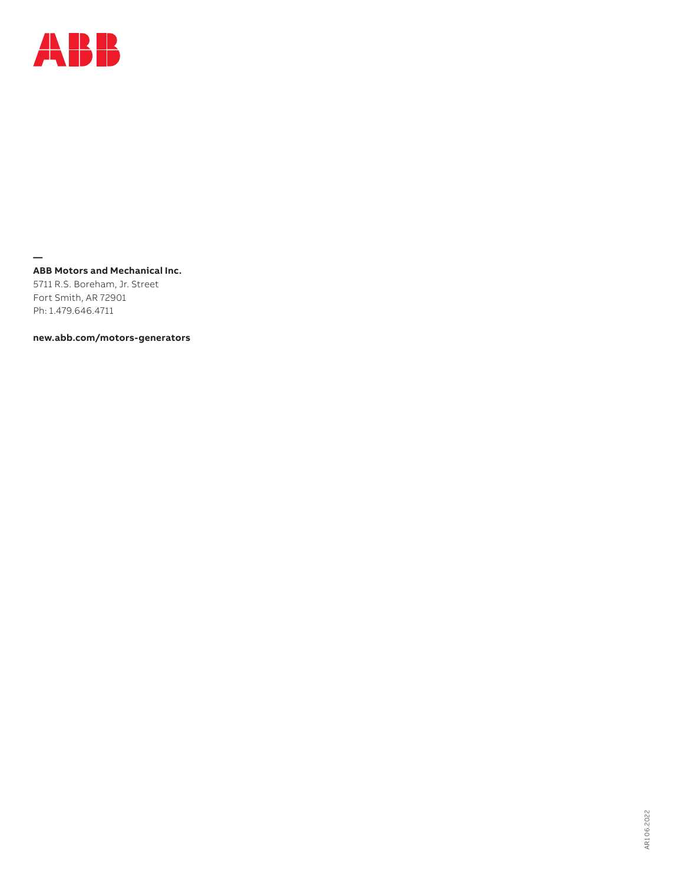—

**ABB Motors and Mechanical Inc.**
5711 R.S. Boreham, Jr. Street
Fort Smith, AR 72901
Ph: 1.479.646.4711

**new.abb.com/motors-generators**

AR106.2022